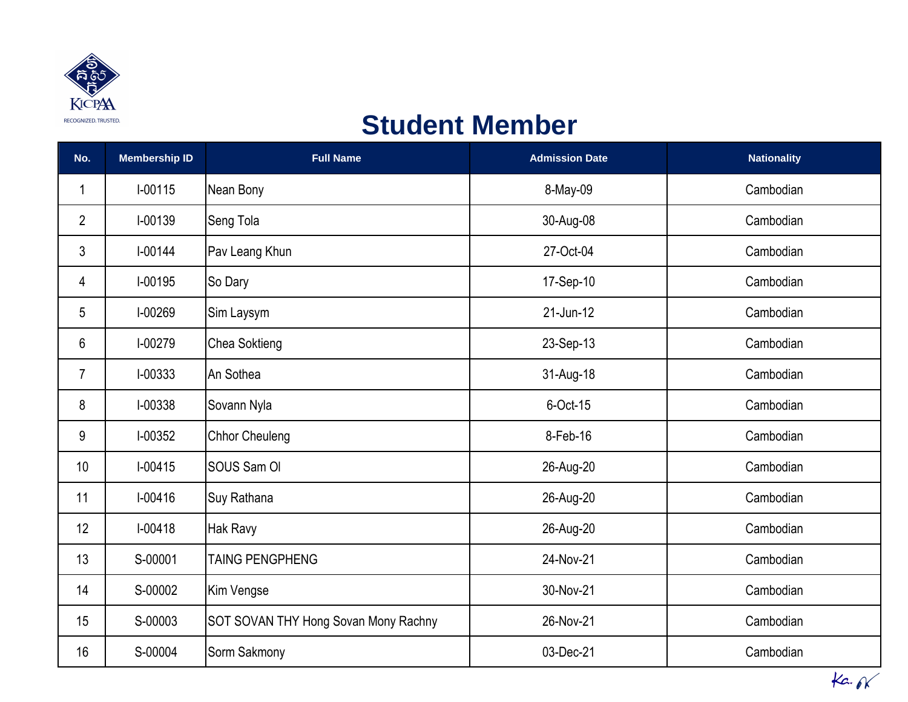# Student Member

| No. | Membership ID | Full Name | Admission Date | Nationality |
|---|---|---|---|---|
| 1 | I-00115 | Nean Bony | 8-May-09 | Cambodian |
| 2 | I-00139 | Seng Tola | 30-Aug-08 | Cambodian |
| 3 | I-00144 | Pav Leang Khun | 27-Oct-04 | Cambodian |
| 4 | I-00195 | So Dary | 17-Sep-10 | Cambodian |
| 5 | I-00269 | Sim Laysym | 21-Jun-12 | Cambodian |
| 6 | I-00279 | Chea Soktieng | 23-Sep-13 | Cambodian |
| 7 | I-00333 | An Sothea | 31-Aug-18 | Cambodian |
| 8 | I-00338 | Sovann Nyla | 6-Oct-15 | Cambodian |
| 9 | I-00352 | Chhor Cheuleng | 8-Feb-16 | Cambodian |
| 10 | I-00415 | SOUS Sam Ol | 26-Aug-20 | Cambodian |
| 11 | I-00416 | Suy Rathana | 26-Aug-20 | Cambodian |
| 12 | I-00418 | Hak Ravy | 26-Aug-20 | Cambodian |
| 13 | S-00001 | TAING PENGPHENG | 24-Nov-21 | Cambodian |
| 14 | S-00002 | Kim Vengse | 30-Nov-21 | Cambodian |
| 15 | S-00003 | SOT SOVAN THY Hong Sovan Mony Rachny | 26-Nov-21 | Cambodian |
| 16 | S-00004 | Sorm Sakmony | 03-Dec-21 | Cambodian |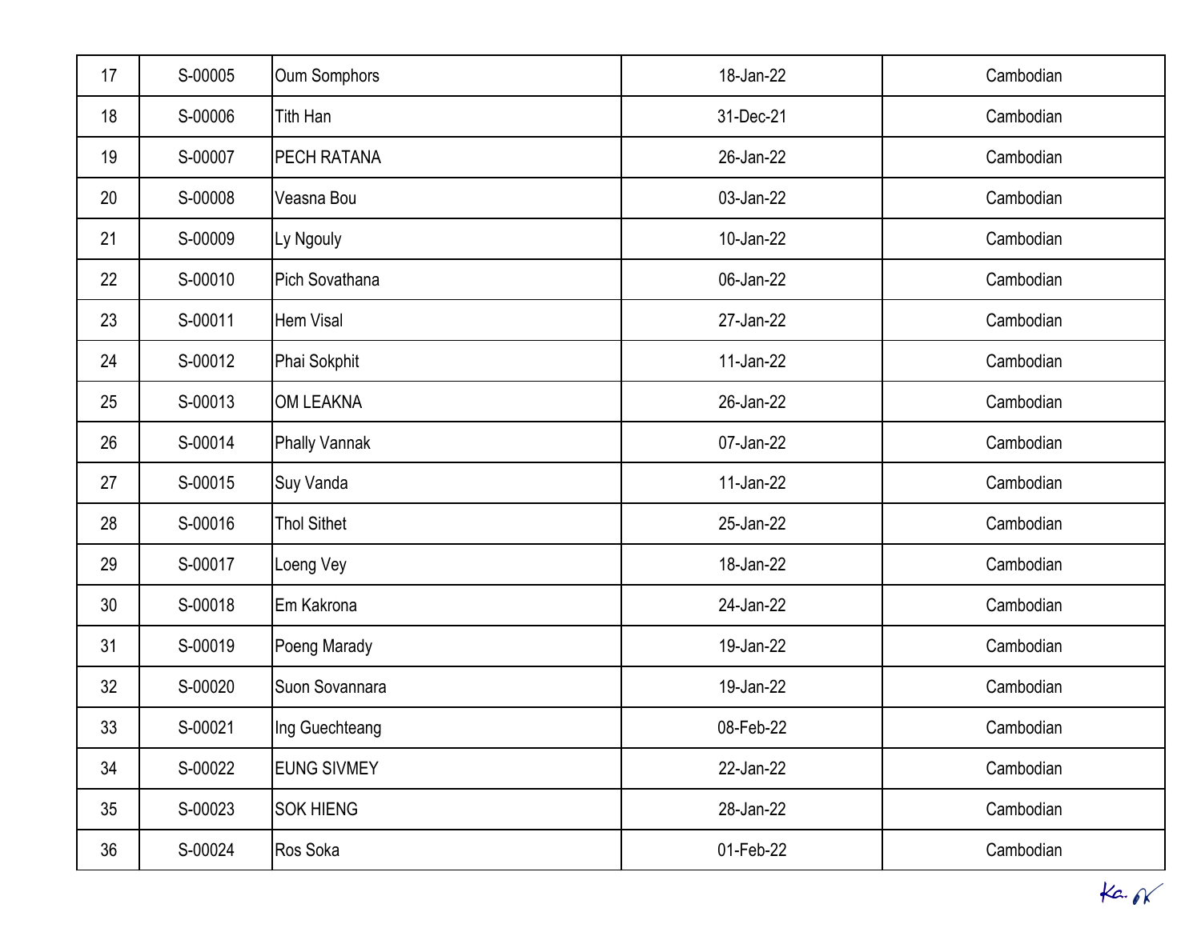| 17 | S-00005 | Oum Somphors | 18-Jan-22 | Cambodian |
|---|---|---|---|---|
| 18 | S-00006 | Tith Han | 31-Dec-21 | Cambodian |
| 19 | S-00007 | PECH RATANA | 26-Jan-22 | Cambodian |
| 20 | S-00008 | Veasna Bou | 03-Jan-22 | Cambodian |
| 21 | S-00009 | Ly Ngouly | 10-Jan-22 | Cambodian |
| 22 | S-00010 | Pich Sovathana | 06-Jan-22 | Cambodian |
| 23 | S-00011 | Hem Visal | 27-Jan-22 | Cambodian |
| 24 | S-00012 | Phai Sokphit | 11-Jan-22 | Cambodian |
| 25 | S-00013 | OM LEAKNA | 26-Jan-22 | Cambodian |
| 26 | S-00014 | Phally Vannak | 07-Jan-22 | Cambodian |
| 27 | S-00015 | Suy Vanda | 11-Jan-22 | Cambodian |
| 28 | S-00016 | Thol Sithet | 25-Jan-22 | Cambodian |
| 29 | S-00017 | Loeng Vey | 18-Jan-22 | Cambodian |
| 30 | S-00018 | Em Kakrona | 24-Jan-22 | Cambodian |
| 31 | S-00019 | Poeng Marady | 19-Jan-22 | Cambodian |
| 32 | S-00020 | Suon Sovannara | 19-Jan-22 | Cambodian |
| 33 | S-00021 | Ing Guechteang | 08-Feb-22 | Cambodian |
| 34 | S-00022 | EUNG SIVMEY | 22-Jan-22 | Cambodian |
| 35 | S-00023 | SOK HIENG | 28-Jan-22 | Cambodian |
| 36 | S-00024 | Ros Soka | 01-Feb-22 | Cambodian |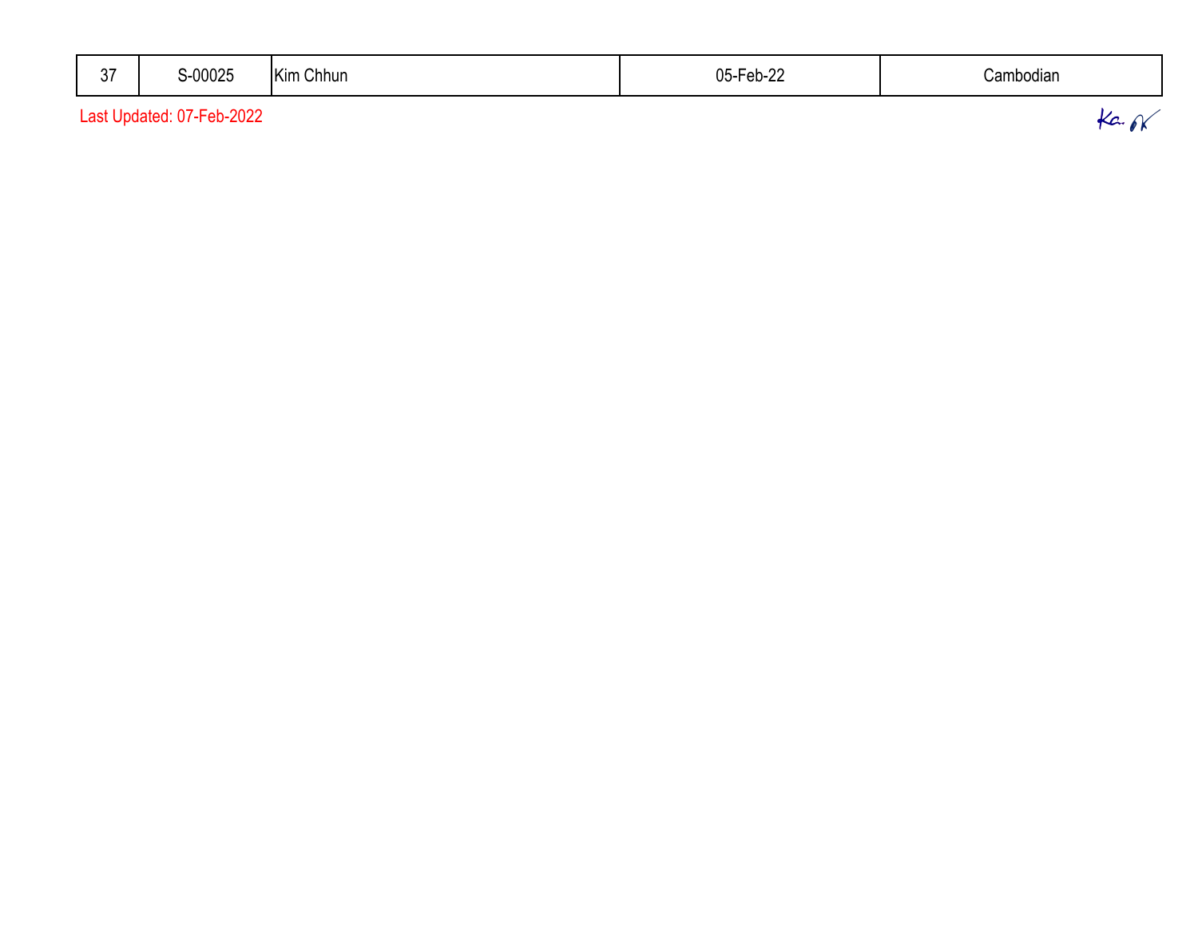| | | | | |
|---|---|---|---|---|
| 37 | S-00025 | Kim Chhun | 05-Feb-22 | Cambodian |

Last Updated: 07-Feb-2022